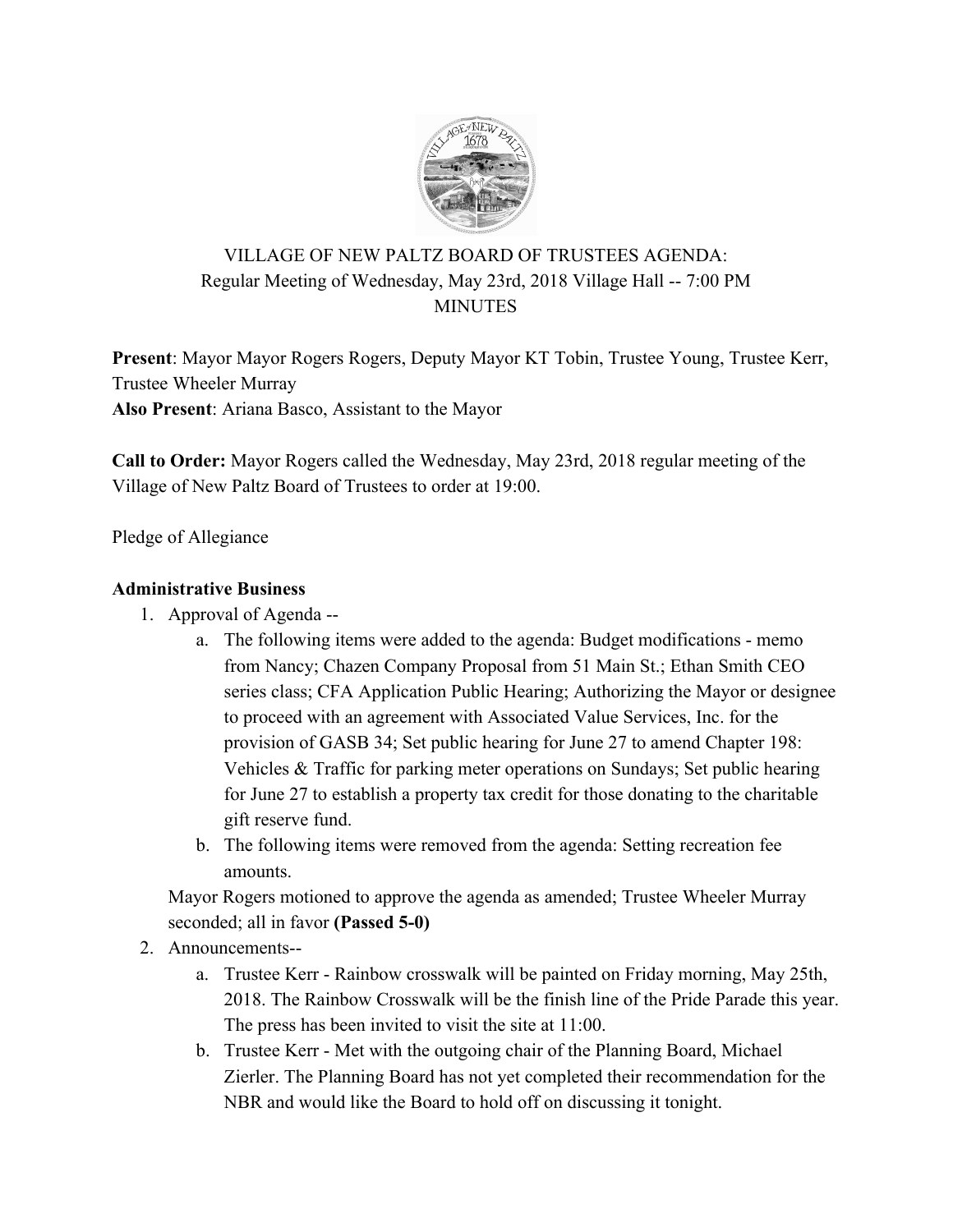VILLAGE OF NEW PALTZ BOARD OF TRUSTEES AGENDA:
Regular Meeting of Wednesday, May 23rd, 2018 Village Hall -- 7:00 PM
MINUTES

**Present**: Mayor Mayor Rogers Rogers, Deputy Mayor KT Tobin, Trustee Young, Trustee Kerr, Trustee Wheeler Murray
**Also Present**: Ariana Basco, Assistant to the Mayor

**Call to Order:** Mayor Rogers called the Wednesday, May 23rd, 2018 regular meeting of the Village of New Paltz Board of Trustees to order at 19:00.

Pledge of Allegiance

**Administrative Business**

1. Approval of Agenda --
    a. The following items were added to the agenda: Budget modifications - memo from Nancy; Chazen Company Proposal from 51 Main St.; Ethan Smith CEO series class; CFA Application Public Hearing; Authorizing the Mayor or designee to proceed with an agreement with Associated Value Services, Inc. for the provision of GASB 34; Set public hearing for June 27 to amend Chapter 198: Vehicles & Traffic for parking meter operations on Sundays; Set public hearing for June 27 to establish a property tax credit for those donating to the charitable gift reserve fund.
    b. The following items were removed from the agenda: Setting recreation fee amounts.

    Mayor Rogers motioned to approve the agenda as amended; Trustee Wheeler Murray seconded; all in favor **(Passed 5-0)**
2. Announcements--
    a. Trustee Kerr - Rainbow crosswalk will be painted on Friday morning, May 25th, 2018. The Rainbow Crosswalk will be the finish line of the Pride Parade this year. The press has been invited to visit the site at 11:00.
    b. Trustee Kerr - Met with the outgoing chair of the Planning Board, Michael Zierler. The Planning Board has not yet completed their recommendation for the NBR and would like the Board to hold off on discussing it tonight.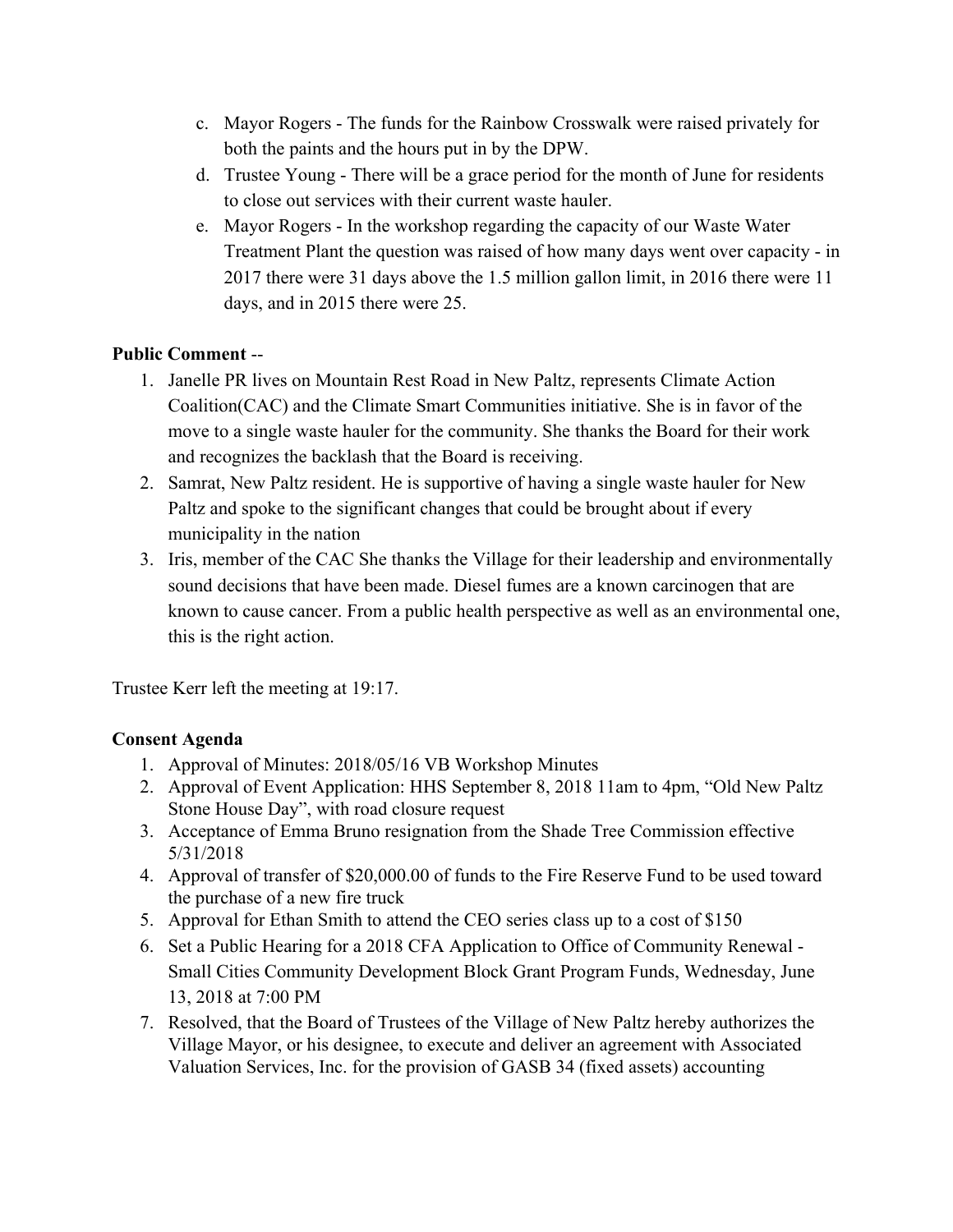c. Mayor Rogers - The funds for the Rainbow Crosswalk were raised privately for both the paints and the hours put in by the DPW.
d. Trustee Young - There will be a grace period for the month of June for residents to close out services with their current waste hauler.
e. Mayor Rogers - In the workshop regarding the capacity of our Waste Water Treatment Plant the question was raised of how many days went over capacity - in 2017 there were 31 days above the 1.5 million gallon limit, in 2016 there were 11 days, and in 2015 there were 25.

**Public Comment** --

1. Janelle PR lives on Mountain Rest Road in New Paltz, represents Climate Action Coalition(CAC) and the Climate Smart Communities initiative. She is in favor of the move to a single waste hauler for the community. She thanks the Board for their work and recognizes the backlash that the Board is receiving.
2. Samrat, New Paltz resident. He is supportive of having a single waste hauler for New Paltz and spoke to the significant changes that could be brought about if every municipality in the nation
3. Iris, member of the CAC She thanks the Village for their leadership and environmentally sound decisions that have been made. Diesel fumes are a known carcinogen that are known to cause cancer. From a public health perspective as well as an environmental one, this is the right action.

Trustee Kerr left the meeting at 19:17.

**Consent Agenda**

1. Approval of Minutes: 2018/05/16 VB Workshop Minutes
2. Approval of Event Application: HHS September 8, 2018 11am to 4pm, "Old New Paltz Stone House Day", with road closure request
3. Acceptance of Emma Bruno resignation from the Shade Tree Commission effective 5/31/2018
4. Approval of transfer of $20,000.00 of funds to the Fire Reserve Fund to be used toward the purchase of a new fire truck
5. Approval for Ethan Smith to attend the CEO series class up to a cost of $150
6. Set a Public Hearing for a 2018 CFA Application to Office of Community Renewal - Small Cities Community Development Block Grant Program Funds, Wednesday, June 13, 2018 at 7:00 PM
7. Resolved, that the Board of Trustees of the Village of New Paltz hereby authorizes the Village Mayor, or his designee, to execute and deliver an agreement with Associated Valuation Services, Inc. for the provision of GASB 34 (fixed assets) accounting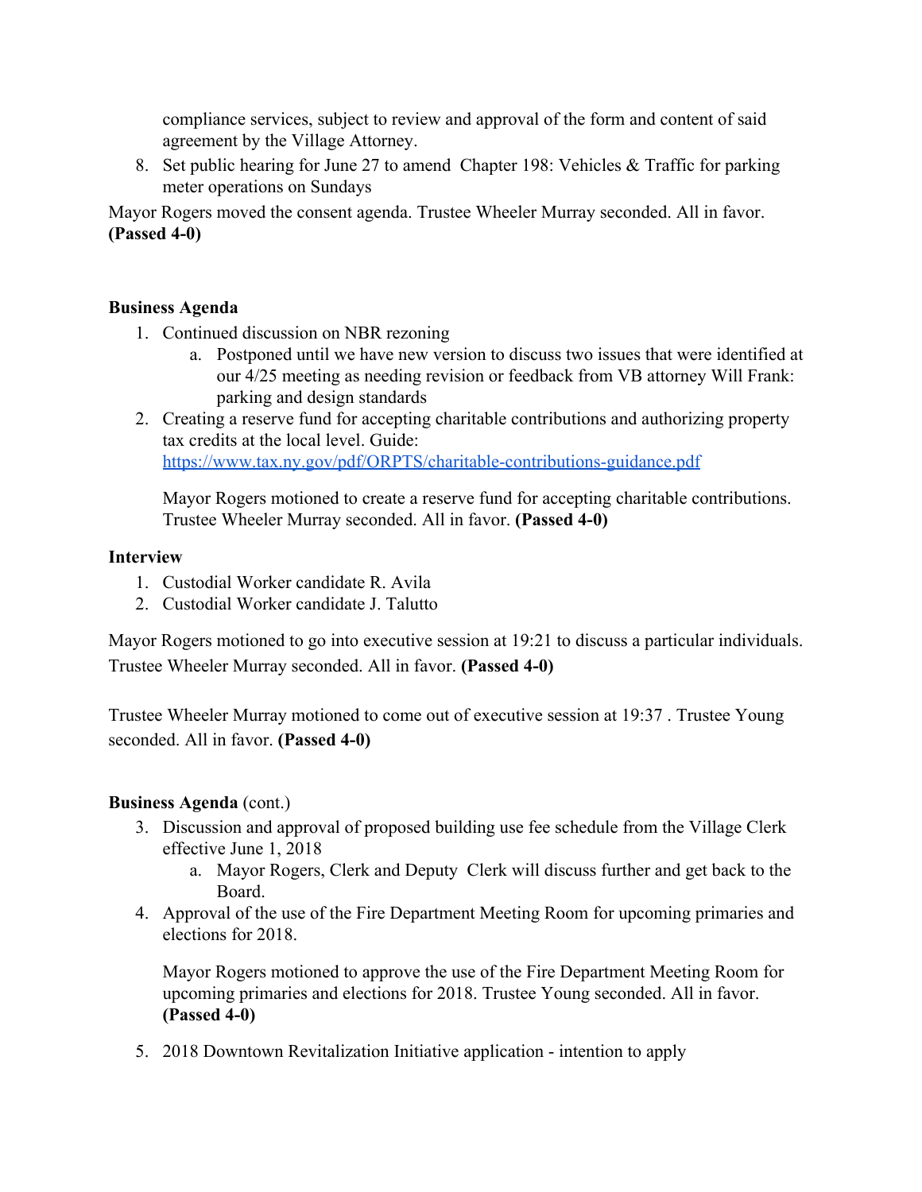compliance services, subject to review and approval of the form and content of said agreement by the Village Attorney.

8. Set public hearing for June 27 to amend Chapter 198: Vehicles & Traffic for parking meter operations on Sundays

Mayor Rogers moved the consent agenda. Trustee Wheeler Murray seconded. All in favor. **(Passed 4-0)**

**Business Agenda**

1. Continued discussion on NBR rezoning
   a. Postponed until we have new version to discuss two issues that were identified at our 4/25 meeting as needing revision or feedback from VB attorney Will Frank: parking and design standards
2. Creating a reserve fund for accepting charitable contributions and authorizing property tax credits at the local level. Guide: [https://www.tax.ny.gov/pdf/ORPTS/charitable-contributions-guidance.pdf](https://www.tax.ny.gov/pdf/ORPTS/charitable-contributions-guidance.pdf)

   Mayor Rogers motioned to create a reserve fund for accepting charitable contributions. Trustee Wheeler Murray seconded. All in favor. **(Passed 4-0)**

**Interview**

1. Custodial Worker candidate R. Avila
2. Custodial Worker candidate J. Talutto

Mayor Rogers motioned to go into executive session at 19:21 to discuss a particular individuals. Trustee Wheeler Murray seconded. All in favor. **(Passed 4-0)**

Trustee Wheeler Murray motioned to come out of executive session at 19:37 . Trustee Young seconded. All in favor. **(Passed 4-0)**

**Business Agenda** (cont.)

3. Discussion and approval of proposed building use fee schedule from the Village Clerk effective June 1, 2018
   a. Mayor Rogers, Clerk and Deputy Clerk will discuss further and get back to the Board.
4. Approval of the use of the Fire Department Meeting Room for upcoming primaries and elections for 2018.

   Mayor Rogers motioned to approve the use of the Fire Department Meeting Room for upcoming primaries and elections for 2018. Trustee Young seconded. All in favor. **(Passed 4-0)**

5. 2018 Downtown Revitalization Initiative application - intention to apply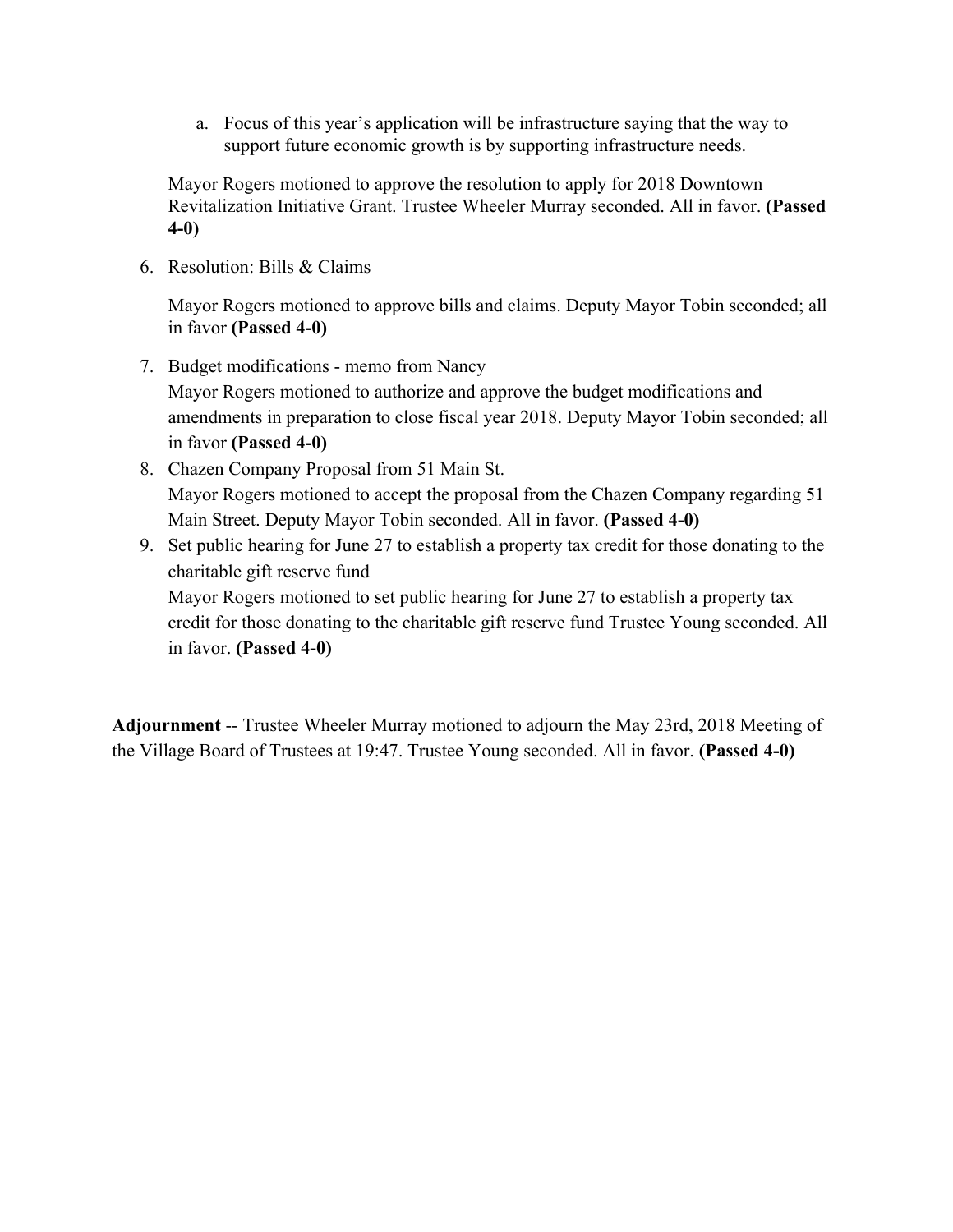a. Focus of this year's application will be infrastructure saying that the way to support future economic growth is by supporting infrastructure needs.

   Mayor Rogers motioned to approve the resolution to apply for 2018 Downtown Revitalization Initiative Grant. Trustee Wheeler Murray seconded. All in favor. **(Passed 4-0)**

6. Resolution: Bills & Claims

   Mayor Rogers motioned to approve bills and claims. Deputy Mayor Tobin seconded; all in favor **(Passed 4-0)**

7. Budget modifications - memo from Nancy
   Mayor Rogers motioned to authorize and approve the budget modifications and amendments in preparation to close fiscal year 2018. Deputy Mayor Tobin seconded; all in favor **(Passed 4-0)**
8. Chazen Company Proposal from 51 Main St.
   Mayor Rogers motioned to accept the proposal from the Chazen Company regarding 51 Main Street. Deputy Mayor Tobin seconded. All in favor. **(Passed 4-0)**
9. Set public hearing for June 27 to establish a property tax credit for those donating to the charitable gift reserve fund
   Mayor Rogers motioned to set public hearing for June 27 to establish a property tax credit for those donating to the charitable gift reserve fund Trustee Young seconded. All in favor. **(Passed 4-0)**

**Adjournment** -- Trustee Wheeler Murray motioned to adjourn the May 23rd, 2018 Meeting of the Village Board of Trustees at 19:47. Trustee Young seconded. All in favor. **(Passed 4-0)**